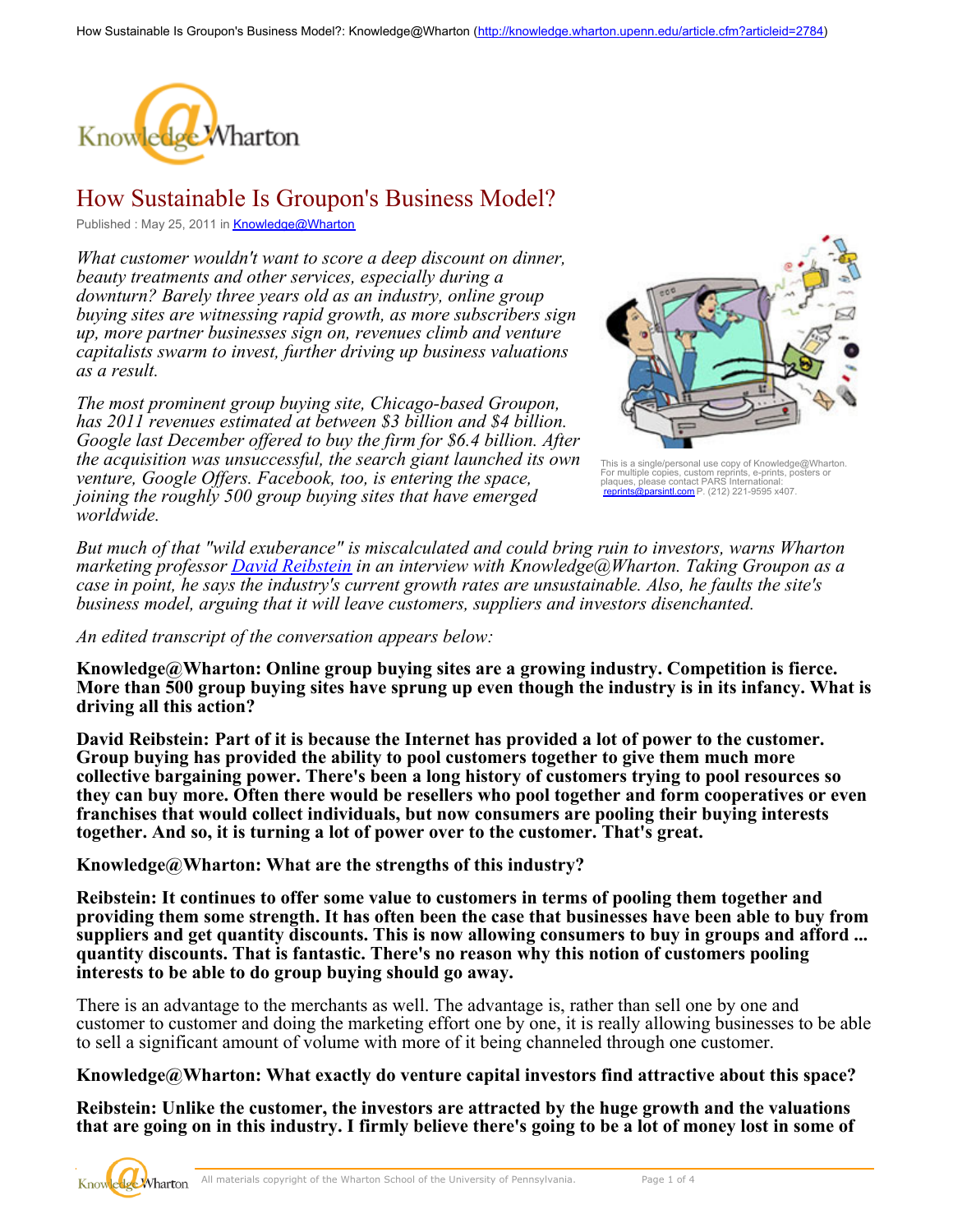# How Sustainable Is Groupon's Business Model?

Published : May 25, 2011 in Knowledge@Wharton

*What customer wouldn't want to score a deep discount on dinner, beauty treatments and other services, especially during a downturn? Barely three years old as an industry, online group buying sites are witnessing rapid growth, as more subscribers sign up, more partner businesses sign on, revenues climb and venture capitalists swarm to invest, further driving up business valuations as a result.*

*The most prominent group buying site, Chicago-based Groupon, has 2011 revenues estimated at between $3 billion and $4 billion. Google last December offered to buy the firm for $6.4 billion. After the acquisition was unsuccessful, the search giant launched its own venture, Google Offers. Facebook, too, is entering the space, joining the roughly 500 group buying sites that have emerged worldwide.*

This is a single/personal use copy of Knowledge@Wharton. For multiple copies, custom reprints, e-prints, posters or plaques, please contact PARS International: reprints@parsintl.com P. (212) 221-9595 x407.

*But much of that "wild exuberance" is miscalculated and could bring ruin to investors, warns Wharton marketing professor David Reibstein in an interview with Knowledge@Wharton. Taking Groupon as a case in point, he says the industry's current growth rates are unsustainable. Also, he faults the site's business model, arguing that it will leave customers, suppliers and investors disenchanted.*

*An edited transcript of the conversation appears below:*

**Knowledge@Wharton: Online group buying sites are a growing industry. Competition is fierce. More than 500 group buying sites have sprung up even though the industry is in its infancy. What is driving all this action?**

**David Reibstein: Part of it is because the Internet has provided a lot of power to the customer. Group buying has provided the ability to pool customers together to give them much more collective bargaining power. There's been a long history of customers trying to pool resources so they can buy more. Often there would be resellers who pool together and form cooperatives or even franchises that would collect individuals, but now consumers are pooling their buying interests together. And so, it is turning a lot of power over to the customer. That's great.**

**Knowledge@Wharton: What are the strengths of this industry?**

**Reibstein: It continues to offer some value to customers in terms of pooling them together and providing them some strength. It has often been the case that businesses have been able to buy from suppliers and get quantity discounts. This is now allowing consumers to buy in groups and afford ... quantity discounts. That is fantastic. There's no reason why this notion of customers pooling interests to be able to do group buying should go away.**

There is an advantage to the merchants as well. The advantage is, rather than sell one by one and customer to customer and doing the marketing effort one by one, it is really allowing businesses to be able to sell a significant amount of volume with more of it being channeled through one customer.

**Knowledge@Wharton: What exactly do venture capital investors find attractive about this space?**

**Reibstein: Unlike the customer, the investors are attracted by the huge growth and the valuations that are going on in this industry. I firmly believe there's going to be a lot of money lost in some of**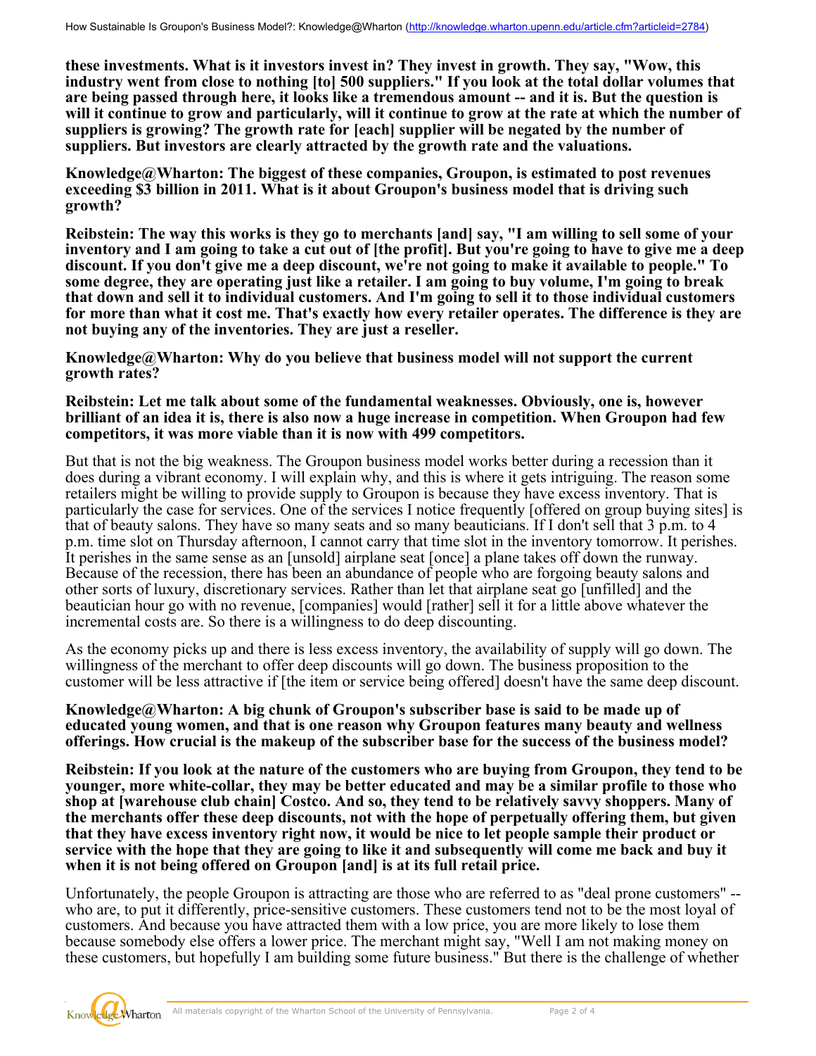**these investments. What is it investors invest in? They invest in growth. They say, "Wow, this industry went from close to nothing [to] 500 suppliers." If you look at the total dollar volumes that are being passed through here, it looks like a tremendous amount -- and it is. But the question is will it continue to grow and particularly, will it continue to grow at the rate at which the number of suppliers is growing? The growth rate for [each] supplier will be negated by the number of suppliers. But investors are clearly attracted by the growth rate and the valuations.**

**Knowledge@Wharton: The biggest of these companies, Groupon, is estimated to post revenues exceeding $3 billion in 2011. What is it about Groupon's business model that is driving such growth?**

**Reibstein: The way this works is they go to merchants [and] say, "I am willing to sell some of your inventory and I am going to take a cut out of [the profit]. But you're going to have to give me a deep discount. If you don't give me a deep discount, we're not going to make it available to people." To some degree, they are operating just like a retailer. I am going to buy volume, I'm going to break that down and sell it to individual customers. And I'm going to sell it to those individual customers for more than what it cost me. That's exactly how every retailer operates. The difference is they are not buying any of the inventories. They are just a reseller.**

**Knowledge@Wharton: Why do you believe that business model will not support the current growth rates?**

**Reibstein: Let me talk about some of the fundamental weaknesses. Obviously, one is, however brilliant of an idea it is, there is also now a huge increase in competition. When Groupon had few competitors, it was more viable than it is now with 499 competitors.**

But that is not the big weakness. The Groupon business model works better during a recession than it does during a vibrant economy. I will explain why, and this is where it gets intriguing. The reason some retailers might be willing to provide supply to Groupon is because they have excess inventory. That is particularly the case for services. One of the services I notice frequently [offered on group buying sites] is that of beauty salons. They have so many seats and so many beauticians. If I don't sell that 3 p.m. to 4 p.m. time slot on Thursday afternoon, I cannot carry that time slot in the inventory tomorrow. It perishes. It perishes in the same sense as an [unsold] airplane seat [once] a plane takes off down the runway. Because of the recession, there has been an abundance of people who are forgoing beauty salons and other sorts of luxury, discretionary services. Rather than let that airplane seat go [unfilled] and the beautician hour go with no revenue, [companies] would [rather] sell it for a little above whatever the incremental costs are. So there is a willingness to do deep discounting.

As the economy picks up and there is less excess inventory, the availability of supply will go down. The willingness of the merchant to offer deep discounts will go down. The business proposition to the customer will be less attractive if [the item or service being offered] doesn't have the same deep discount.

**Knowledge@Wharton: A big chunk of Groupon's subscriber base is said to be made up of educated young women, and that is one reason why Groupon features many beauty and wellness offerings. How crucial is the makeup of the subscriber base for the success of the business model?**

**Reibstein: If you look at the nature of the customers who are buying from Groupon, they tend to be younger, more white-collar, they may be better educated and may be a similar profile to those who shop at [warehouse club chain] Costco. And so, they tend to be relatively savvy shoppers. Many of the merchants offer these deep discounts, not with the hope of perpetually offering them, but given that they have excess inventory right now, it would be nice to let people sample their product or service with the hope that they are going to like it and subsequently will come me back and buy it when it is not being offered on Groupon [and] is at its full retail price.**

Unfortunately, the people Groupon is attracting are those who are referred to as "deal prone customers" -- who are, to put it differently, price-sensitive customers. These customers tend not to be the most loyal of customers. And because you have attracted them with a low price, you are more likely to lose them because somebody else offers a lower price. The merchant might say, "Well I am not making money on these customers, but hopefully I am building some future business." But there is the challenge of whether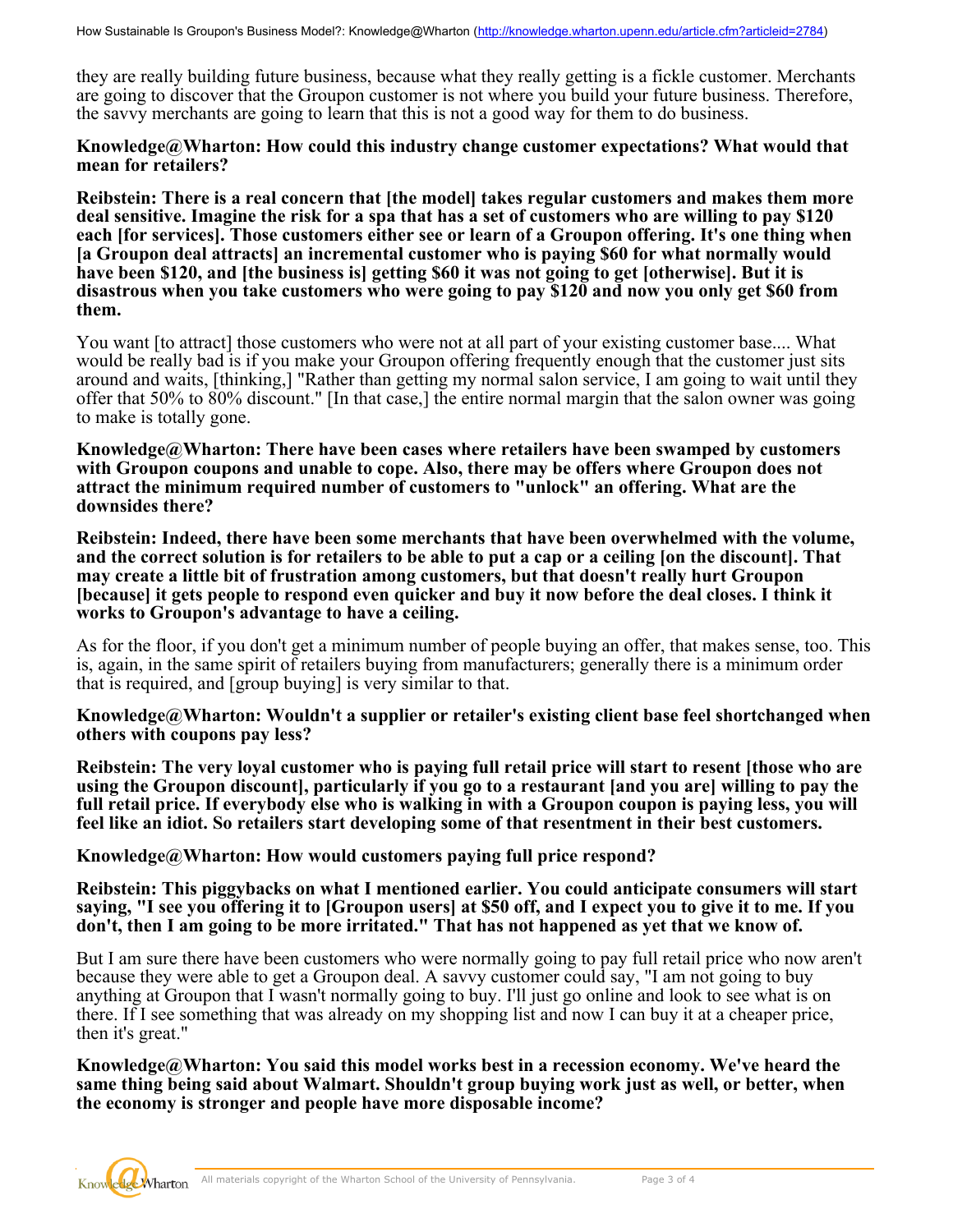they are really building future business, because what they really getting is a fickle customer. Merchants are going to discover that the Groupon customer is not where you build your future business. Therefore, the savvy merchants are going to learn that this is not a good way for them to do business.

**Knowledge@Wharton: How could this industry change customer expectations? What would that mean for retailers?**

**Reibstein: There is a real concern that [the model] takes regular customers and makes them more deal sensitive. Imagine the risk for a spa that has a set of customers who are willing to pay $120 each [for services]. Those customers either see or learn of a Groupon offering. It's one thing when [a Groupon deal attracts] an incremental customer who is paying $60 for what normally would have been $120, and [the business is] getting $60 it was not going to get [otherwise]. But it is disastrous when you take customers who were going to pay $120 and now you only get $60 from them.**

You want [to attract] those customers who were not at all part of your existing customer base.... What would be really bad is if you make your Groupon offering frequently enough that the customer just sits around and waits, [thinking,] "Rather than getting my normal salon service, I am going to wait until they offer that 50% to 80% discount." [In that case,] the entire normal margin that the salon owner was going to make is totally gone.

**Knowledge@Wharton: There have been cases where retailers have been swamped by customers with Groupon coupons and unable to cope. Also, there may be offers where Groupon does not attract the minimum required number of customers to "unlock" an offering. What are the downsides there?**

**Reibstein: Indeed, there have been some merchants that have been overwhelmed with the volume, and the correct solution is for retailers to be able to put a cap or a ceiling [on the discount]. That may create a little bit of frustration among customers, but that doesn't really hurt Groupon [because] it gets people to respond even quicker and buy it now before the deal closes. I think it works to Groupon's advantage to have a ceiling.**

As for the floor, if you don't get a minimum number of people buying an offer, that makes sense, too. This is, again, in the same spirit of retailers buying from manufacturers; generally there is a minimum order that is required, and [group buying] is very similar to that.

**Knowledge@Wharton: Wouldn't a supplier or retailer's existing client base feel shortchanged when others with coupons pay less?**

**Reibstein: The very loyal customer who is paying full retail price will start to resent [those who are using the Groupon discount], particularly if you go to a restaurant [and you are] willing to pay the full retail price. If everybody else who is walking in with a Groupon coupon is paying less, you will feel like an idiot. So retailers start developing some of that resentment in their best customers.**

**Knowledge@Wharton: How would customers paying full price respond?**

**Reibstein: This piggybacks on what I mentioned earlier. You could anticipate consumers will start saying, "I see you offering it to [Groupon users] at $50 off, and I expect you to give it to me. If you don't, then I am going to be more irritated." That has not happened as yet that we know of.**

But I am sure there have been customers who were normally going to pay full retail price who now aren't because they were able to get a Groupon deal. A savvy customer could say, "I am not going to buy anything at Groupon that I wasn't normally going to buy. I'll just go online and look to see what is on there. If I see something that was already on my shopping list and now I can buy it at a cheaper price, then it's great."

**Knowledge@Wharton: You said this model works best in a recession economy. We've heard the same thing being said about Walmart. Shouldn't group buying work just as well, or better, when the economy is stronger and people have more disposable income?**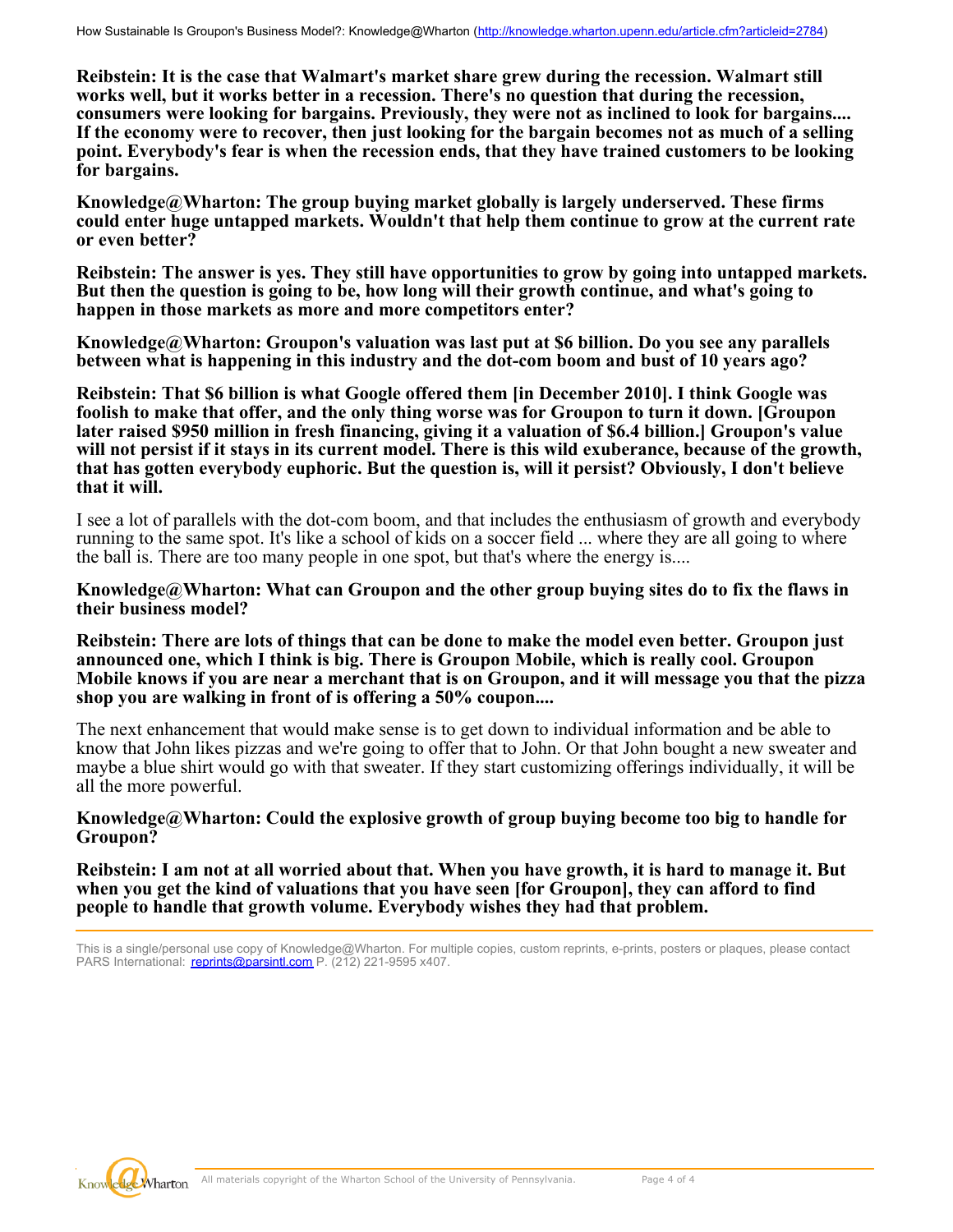**Reibstein: It is the case that Walmart's market share grew during the recession. Walmart still works well, but it works better in a recession. There's no question that during the recession, consumers were looking for bargains. Previously, they were not as inclined to look for bargains.... If the economy were to recover, then just looking for the bargain becomes not as much of a selling point. Everybody's fear is when the recession ends, that they have trained customers to be looking for bargains.**

**Knowledge@Wharton: The group buying market globally is largely underserved. These firms could enter huge untapped markets. Wouldn't that help them continue to grow at the current rate or even better?**

**Reibstein: The answer is yes. They still have opportunities to grow by going into untapped markets. But then the question is going to be, how long will their growth continue, and what's going to happen in those markets as more and more competitors enter?**

**Knowledge@Wharton: Groupon's valuation was last put at $6 billion. Do you see any parallels between what is happening in this industry and the dot-com boom and bust of 10 years ago?**

**Reibstein: That $6 billion is what Google offered them [in December 2010]. I think Google was foolish to make that offer, and the only thing worse was for Groupon to turn it down. [Groupon later raised $950 million in fresh financing, giving it a valuation of $6.4 billion.] Groupon's value will not persist if it stays in its current model. There is this wild exuberance, because of the growth, that has gotten everybody euphoric. But the question is, will it persist? Obviously, I don't believe that it will.**

I see a lot of parallels with the dot-com boom, and that includes the enthusiasm of growth and everybody running to the same spot. It's like a school of kids on a soccer field ... where they are all going to where the ball is. There are too many people in one spot, but that's where the energy is....

**Knowledge@Wharton: What can Groupon and the other group buying sites do to fix the flaws in their business model?**

**Reibstein: There are lots of things that can be done to make the model even better. Groupon just announced one, which I think is big. There is Groupon Mobile, which is really cool. Groupon Mobile knows if you are near a merchant that is on Groupon, and it will message you that the pizza shop you are walking in front of is offering a 50% coupon....**

The next enhancement that would make sense is to get down to individual information and be able to know that John likes pizzas and we're going to offer that to John. Or that John bought a new sweater and maybe a blue shirt would go with that sweater. If they start customizing offerings individually, it will be all the more powerful.

**Knowledge@Wharton: Could the explosive growth of group buying become too big to handle for Groupon?**

**Reibstein: I am not at all worried about that. When you have growth, it is hard to manage it. But when you get the kind of valuations that you have seen [for Groupon], they can afford to find people to handle that growth volume. Everybody wishes they had that problem.**

This is a single/personal use copy of Knowledge@Wharton. For multiple copies, custom reprints, e-prints, posters or plaques, please contact PARS International: reprints@parsintl.com P. (212) 221-9595 x407.